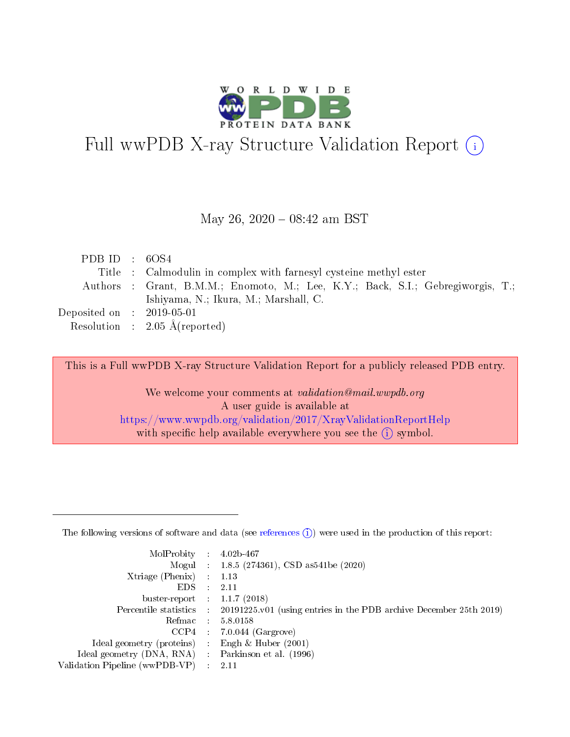# Full wwPDB X-ray Structure Validation Report (i)

May 26, 2020 – 08:42 am BST

| | | |
|---|---|---|
| PDB ID | : | 6OS4 |
| Title | : | Calmodulin in complex with farnesyl cysteine methyl ester |
| Authors | : | Grant, B.M.M.; Enomoto, M.; Lee, K.Y.; Back, S.I.; Gebregiworgis, T.; Ishiyama, N.; Ikura, M.; Marshall, C. |
| Deposited on | : | 2019-05-01 |
| Resolution | : | 2.05 Å(reported) |

This is a Full wwPDB X-ray Structure Validation Report for a publicly released PDB entry.

We welcome your comments at *validation@mail.wwpdb.org*
A user guide is available at
https://www.wwpdb.org/validation/2017/XrayValidationReportHelp
with specific help available everywhere you see the (i) symbol.

---

The following versions of software and data (see references (i)) were used in the production of this report:

| | | |
|---|---|---|
| MolProbity | : | 4.02b-467 |
| Mogul | : | 1.8.5 (274361), CSD as541be (2020) |
| Xtriage (Phenix) | : | 1.13 |
| EDS | : | 2.11 |
| buster-report | : | 1.1.7 (2018) |
| Percentile statistics | : | 20191225.v01 (using entries in the PDB archive December 25th 2019) |
| Refmac | : | 5.8.0158 |
| CCP4 | : | 7.0.044 (Gargrove) |
| Ideal geometry (proteins) | : | Engh & Huber (2001) |
| Ideal geometry (DNA, RNA) | : | Parkinson et al. (1996) |
| Validation Pipeline (wwPDB-VP) | : | 2.11 |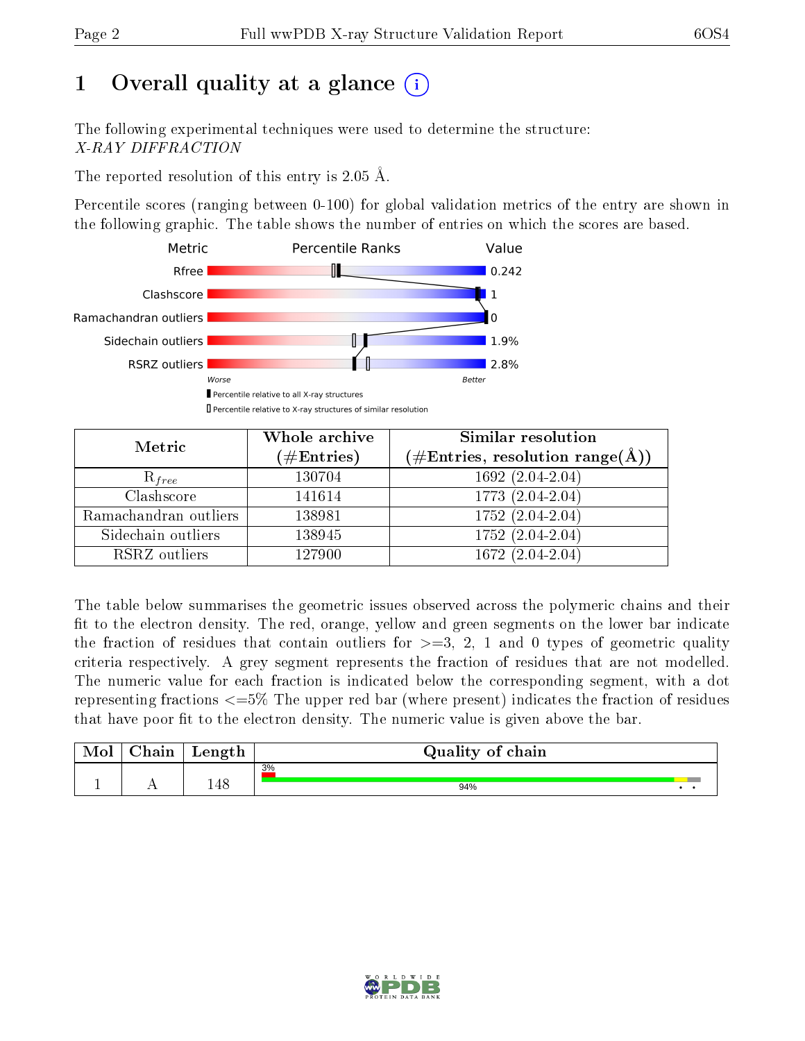# 1 Overall quality at a glance (i)

The following experimental techniques were used to determine the structure:
*X-RAY DIFFRACTION*

The reported resolution of this entry is 2.05 Å.

Percentile scores (ranging between 0-100) for global validation metrics of the entry are shown in the following graphic. The table shows the number of entries on which the scores are based.

| Metric | Value |
|---|---|
| Rfree | 0.242 |
| Clashscore | 1 |
| Ramachandran outliers | 0 |
| Sidechain outliers | 1.9% |
| RSRZ outliers | 2.8% |

Worse — Better

▮ Percentile relative to all X-ray structures
▯ Percentile relative to X-ray structures of similar resolution

| Metric | Whole archive (#Entries) | Similar resolution (#Entries, resolution range(Å)) |
|---|---|---|
| $R_{free}$ | 130704 | 1692 (2.04-2.04) |
| Clashscore | 141614 | 1773 (2.04-2.04) |
| Ramachandran outliers | 138981 | 1752 (2.04-2.04) |
| Sidechain outliers | 138945 | 1752 (2.04-2.04) |
| RSRZ outliers | 127900 | 1672 (2.04-2.04) |

The table below summarises the geometric issues observed across the polymeric chains and their fit to the electron density. The red, orange, yellow and green segments on the lower bar indicate the fraction of residues that contain outliers for >=3, 2, 1 and 0 types of geometric quality criteria respectively. A grey segment represents the fraction of residues that are not modelled. The numeric value for each fraction is indicated below the corresponding segment, with a dot representing fractions <=5% The upper red bar (where present) indicates the fraction of residues that have poor fit to the electron density. The numeric value is given above the bar.

| Mol | Chain | Length | Quality of chain |
|---|---|---|---|
| 1 | A | 148 | 3% (poor fit); 94% (green) • • |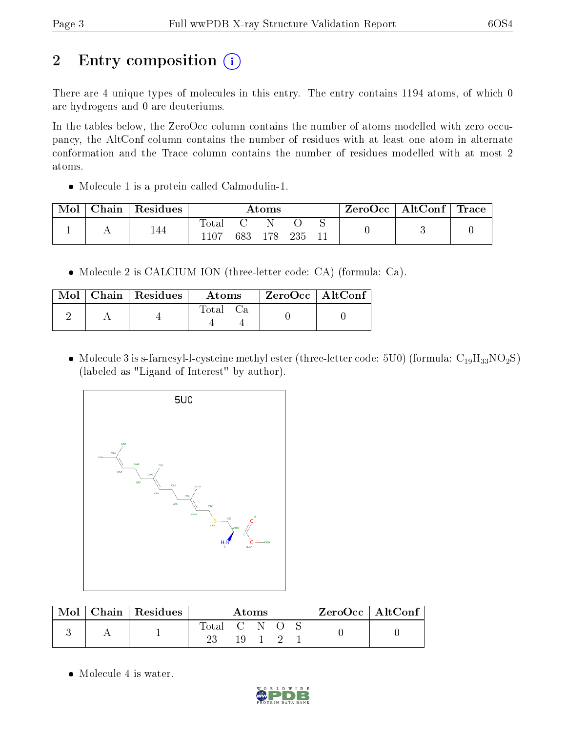# 2 Entry composition

There are 4 unique types of molecules in this entry. The entry contains 1194 atoms, of which 0 are hydrogens and 0 are deuteriums.

In the tables below, the ZeroOcc column contains the number of atoms modelled with zero occupancy, the AltConf column contains the number of residues with at least one atom in alternate conformation and the Trace column contains the number of residues modelled with at most 2 atoms.

- Molecule 1 is a protein called Calmodulin-1.

| Mol | Chain | Residues | Atoms | | | | | ZeroOcc | AltConf | Trace |
|---|---|---|---|---|---|---|---|---|---|---|
| | | | Total | C | N | O | S | | | |
| 1 | A | 144 | 1107 | 683 | 178 | 235 | 11 | 0 | 3 | 0 |

- Molecule 2 is CALCIUM ION (three-letter code: CA) (formula: Ca).

| Mol | Chain | Residues | Atoms | | ZeroOcc | AltConf |
|---|---|---|---|---|---|---|
| | | | Total | Ca | | |
| 2 | A | 4 | 4 | 4 | 0 | 0 |

- Molecule 3 is s-farnesyl-l-cysteine methyl ester (three-letter code: 5U0) (formula: $C_{19}H_{33}NO_2S$) (labeled as "Ligand of Interest" by author).

| Mol | Chain | Residues | Atoms | | | | | ZeroOcc | AltConf |
|---|---|---|---|---|---|---|---|---|---|
| | | | Total | C | N | O | S | | |
| 3 | A | 1 | 23 | 19 | 1 | 2 | 1 | 0 | 0 |

- Molecule 4 is water.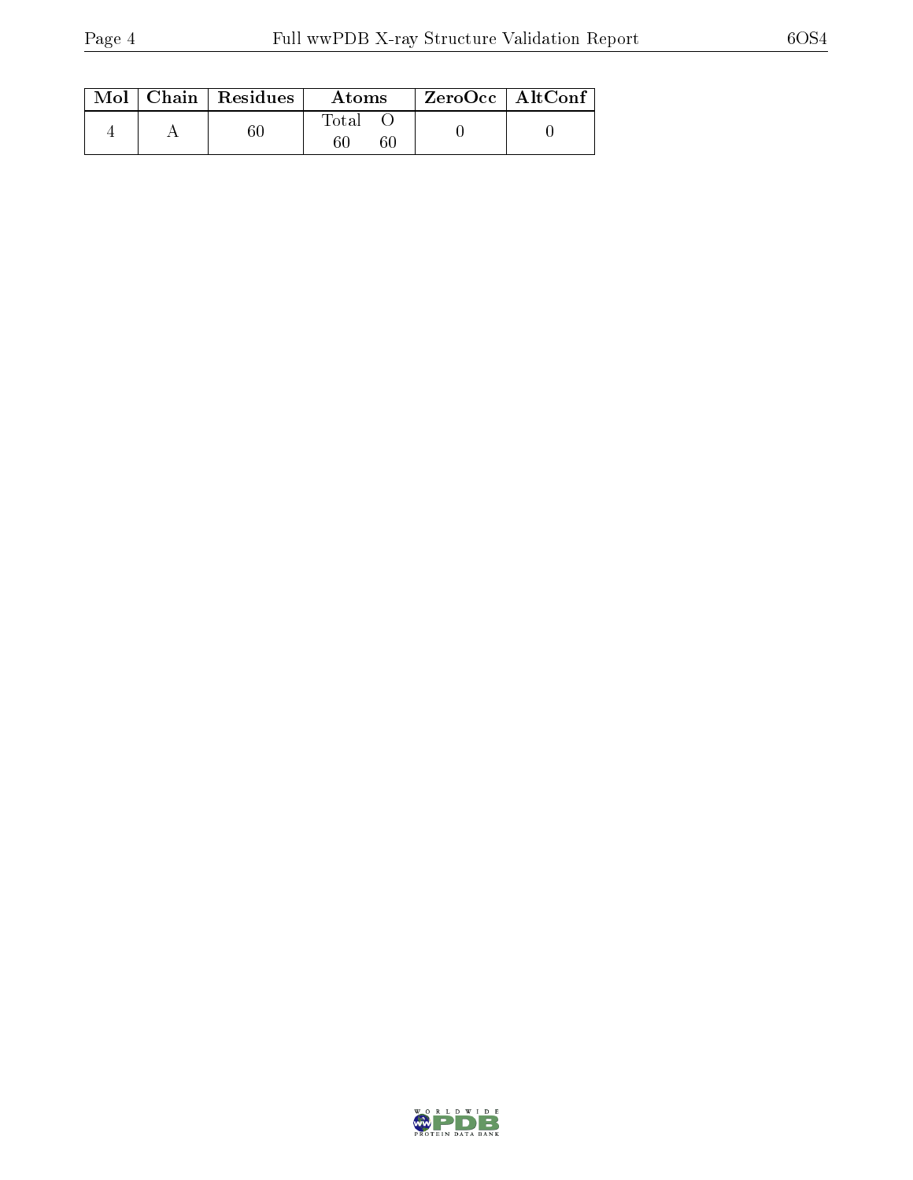| Mol | Chain | Residues | Atoms | | ZeroOcc | AltConf |
|---|---|---|---|---|---|---|
| | | | Total | O | | |
| 4 | A | 60 | 60 | 60 | 0 | 0 |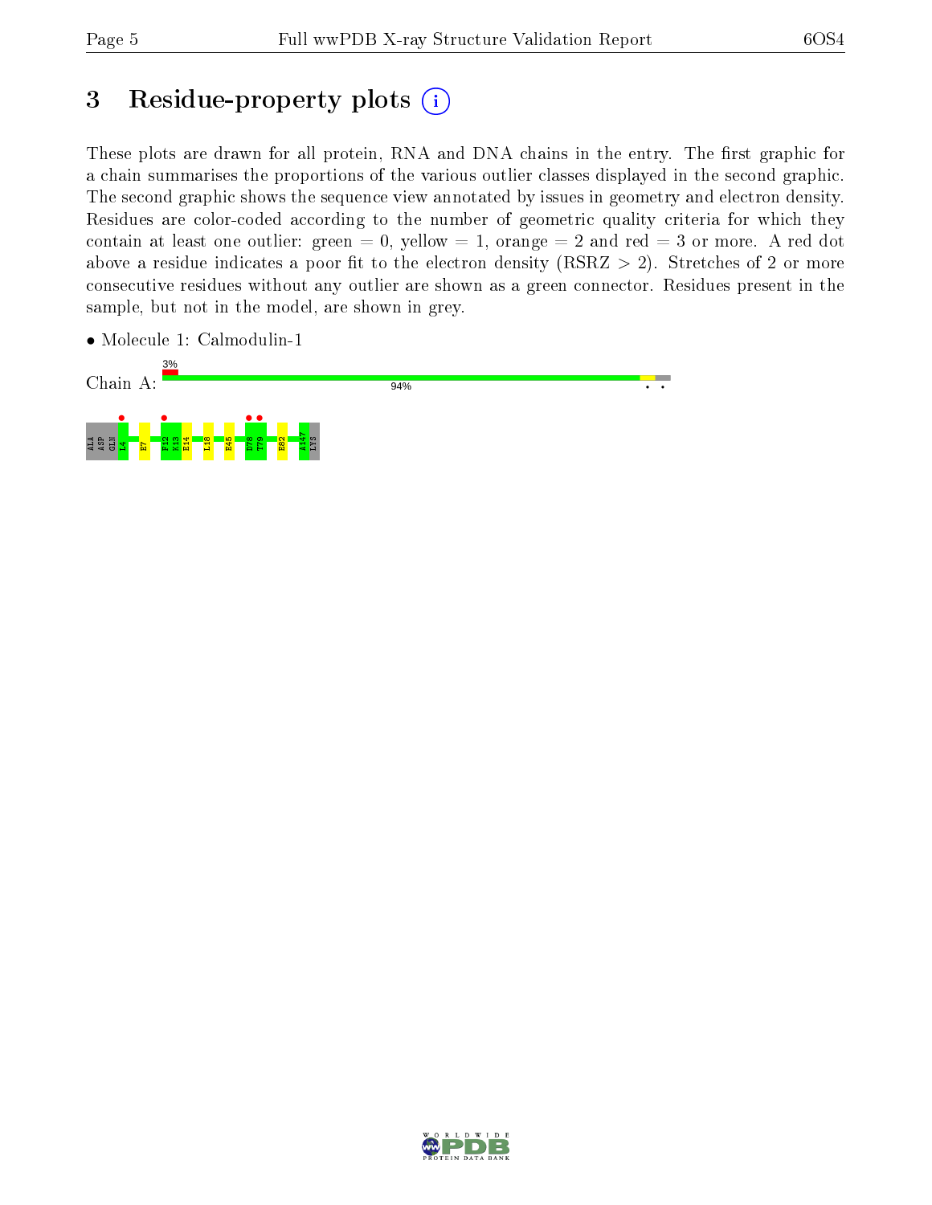# 3 Residue-property plots

These plots are drawn for all protein, RNA and DNA chains in the entry. The first graphic for a chain summarises the proportions of the various outlier classes displayed in the second graphic. The second graphic shows the sequence view annotated by issues in geometry and electron density. Residues are color-coded according to the number of geometric quality criteria for which they contain at least one outlier: green = 0, yellow = 1, orange = 2 and red = 3 or more. A red dot above a residue indicates a poor fit to the electron density (RSRZ > 2). Stretches of 2 or more consecutive residues without any outlier are shown as a green connector. Residues present in the sample, but not in the model, are shown in grey.

- Molecule 1: Calmodulin-1

Chain A: 3% | 94%

ALA ASP GLN L4 E7 F12 K13 E14 L18 E45 D78 T79 E82 A147 LYS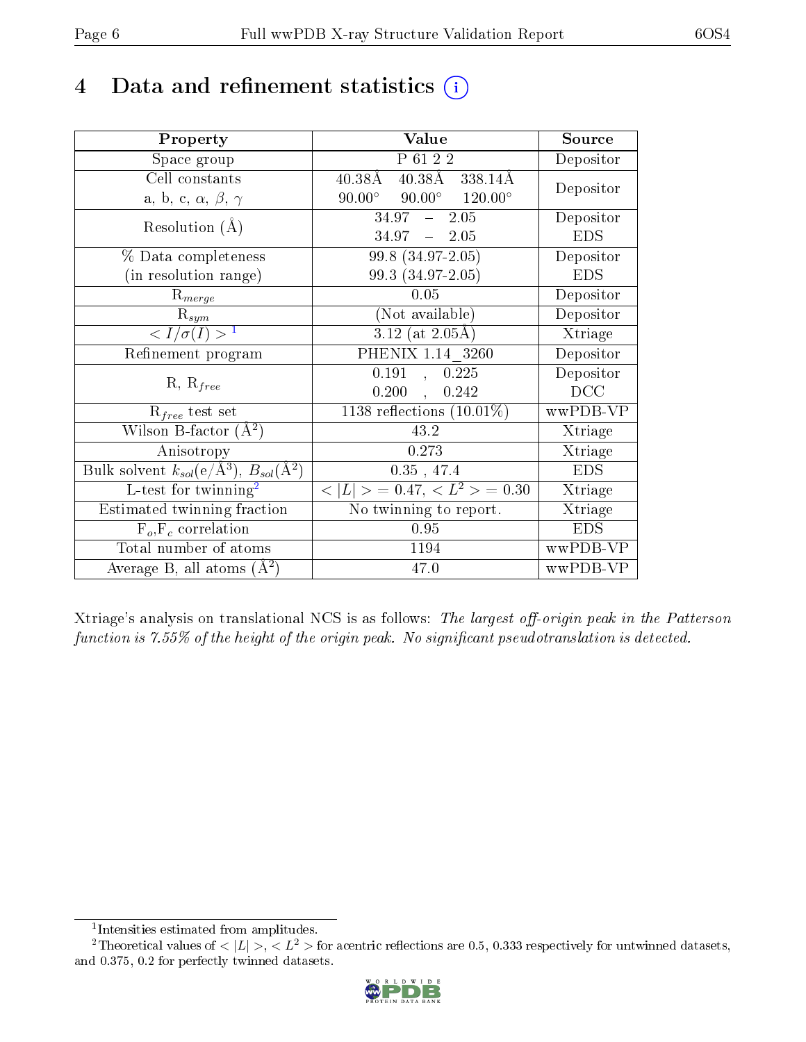# 4 Data and refinement statistics (i)

| Property | Value | Source |
|---|---|---|
| Space group | P 61 2 2 | Depositor |
| Cell constants<br>a, b, c, $\alpha$, $\beta$, $\gamma$ | 40.38Å 40.38Å 338.14Å<br>90.00° 90.00° 120.00° | Depositor |
| Resolution (Å) | 34.97 – 2.05<br>34.97 – 2.05 | Depositor<br>EDS |
| % Data completeness<br>(in resolution range) | 99.8 (34.97-2.05)<br>99.3 (34.97-2.05) | Depositor<br>EDS |
| $R_{merge}$ | 0.05 | Depositor |
| $R_{sym}$ | (Not available) | Depositor |
| $< I/\sigma(I) >$ [1] | 3.12 (at 2.05Å) | Xtriage |
| Refinement program | PHENIX 1.14_3260 | Depositor |
| R, $R_{free}$ | 0.191 , 0.225<br>0.200 , 0.242 | Depositor<br>DCC |
| $R_{free}$ test set | 1138 reflections (10.01%) | wwPDB-VP |
| Wilson B-factor (Å$^2$) | 43.2 | Xtriage |
| Anisotropy | 0.273 | Xtriage |
| Bulk solvent $k_{sol}$(e/Å$^3$), $B_{sol}$(Å$^2$) | 0.35 , 47.4 | EDS |
| L-test for twinning[2] | $< \|L\| >$ = 0.47, $< L^2 >$ = 0.30 | Xtriage |
| Estimated twinning fraction | No twinning to report. | Xtriage |
| $F_o$,$F_c$ correlation | 0.95 | EDS |
| Total number of atoms | 1194 | wwPDB-VP |
| Average B, all atoms (Å$^2$) | 47.0 | wwPDB-VP |

Xtriage's analysis on translational NCS is as follows: *The largest off-origin peak in the Patterson function is 7.55% of the height of the origin peak. No significant pseudotranslation is detected.*

[1] Intensities estimated from amplitudes.

[2] Theoretical values of $< |L| >$, $< L^2 >$ for acentric reflections are 0.5, 0.333 respectively for untwinned datasets, and 0.375, 0.2 for perfectly twinned datasets.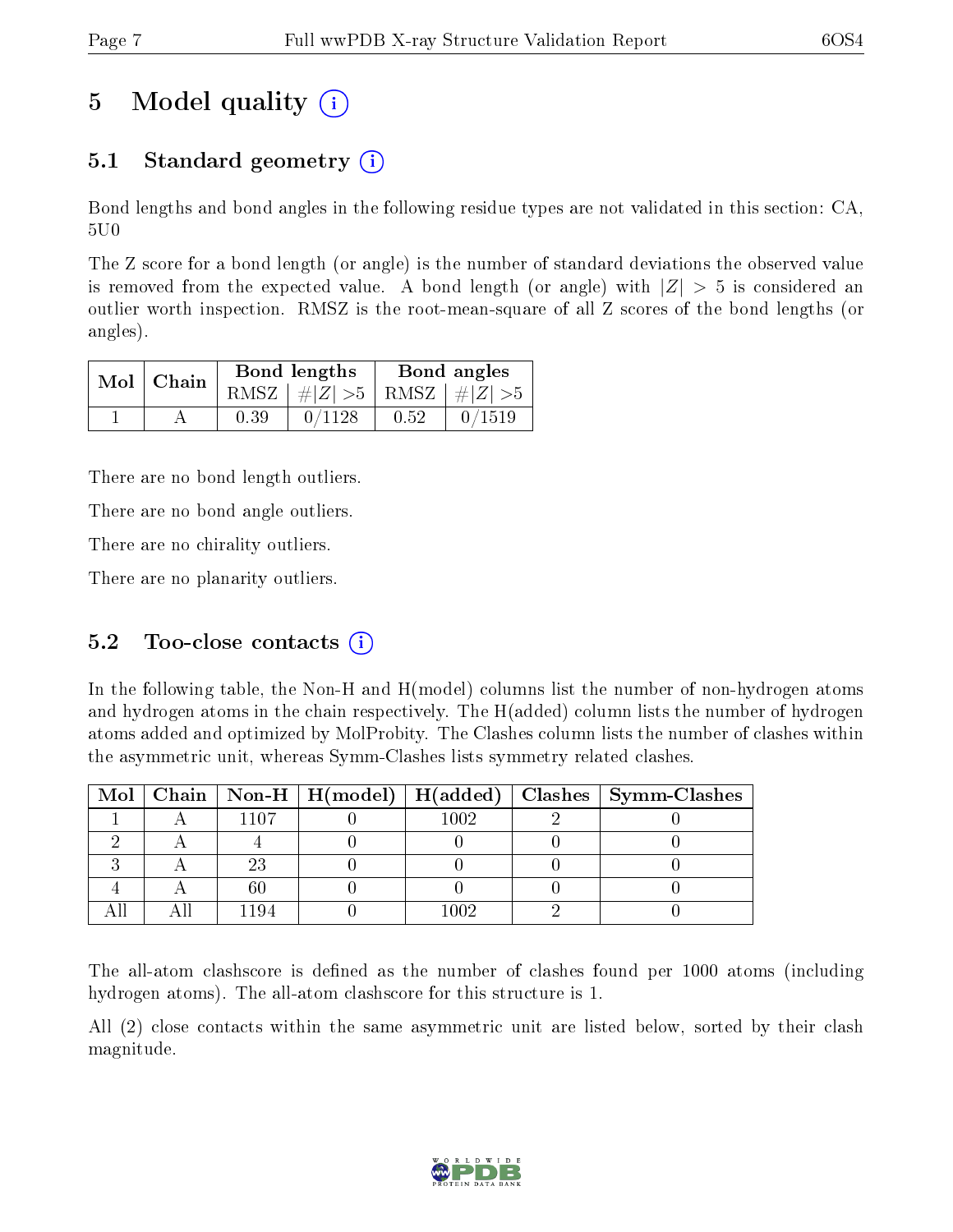# 5 Model quality

## 5.1 Standard geometry

Bond lengths and bond angles in the following residue types are not validated in this section: CA, 5U0

The Z score for a bond length (or angle) is the number of standard deviations the observed value is removed from the expected value. A bond length (or angle) with $|Z| > 5$ is considered an outlier worth inspection. RMSZ is the root-mean-square of all Z scores of the bond lengths (or angles).

| Mol | Chain | Bond lengths | | Bond angles | |
|---|---|---|---|---|---|
| | | RMSZ | $\#\|Z\| > 5$ | RMSZ | $\#\|Z\| > 5$ |
| 1 | A | 0.39 | 0/1128 | 0.52 | 0/1519 |

There are no bond length outliers.

There are no bond angle outliers.

There are no chirality outliers.

There are no planarity outliers.

## 5.2 Too-close contacts

In the following table, the Non-H and H(model) columns list the number of non-hydrogen atoms and hydrogen atoms in the chain respectively. The H(added) column lists the number of hydrogen atoms added and optimized by MolProbity. The Clashes column lists the number of clashes within the asymmetric unit, whereas Symm-Clashes lists symmetry related clashes.

| Mol | Chain | Non-H | H(model) | H(added) | Clashes | Symm-Clashes |
|---|---|---|---|---|---|---|
| 1 | A | 1107 | 0 | 1002 | 2 | 0 |
| 2 | A | 4 | 0 | 0 | 0 | 0 |
| 3 | A | 23 | 0 | 0 | 0 | 0 |
| 4 | A | 60 | 0 | 0 | 0 | 0 |
| All | All | 1194 | 0 | 1002 | 2 | 0 |

The all-atom clashscore is defined as the number of clashes found per 1000 atoms (including hydrogen atoms). The all-atom clashscore for this structure is 1.

All (2) close contacts within the same asymmetric unit are listed below, sorted by their clash magnitude.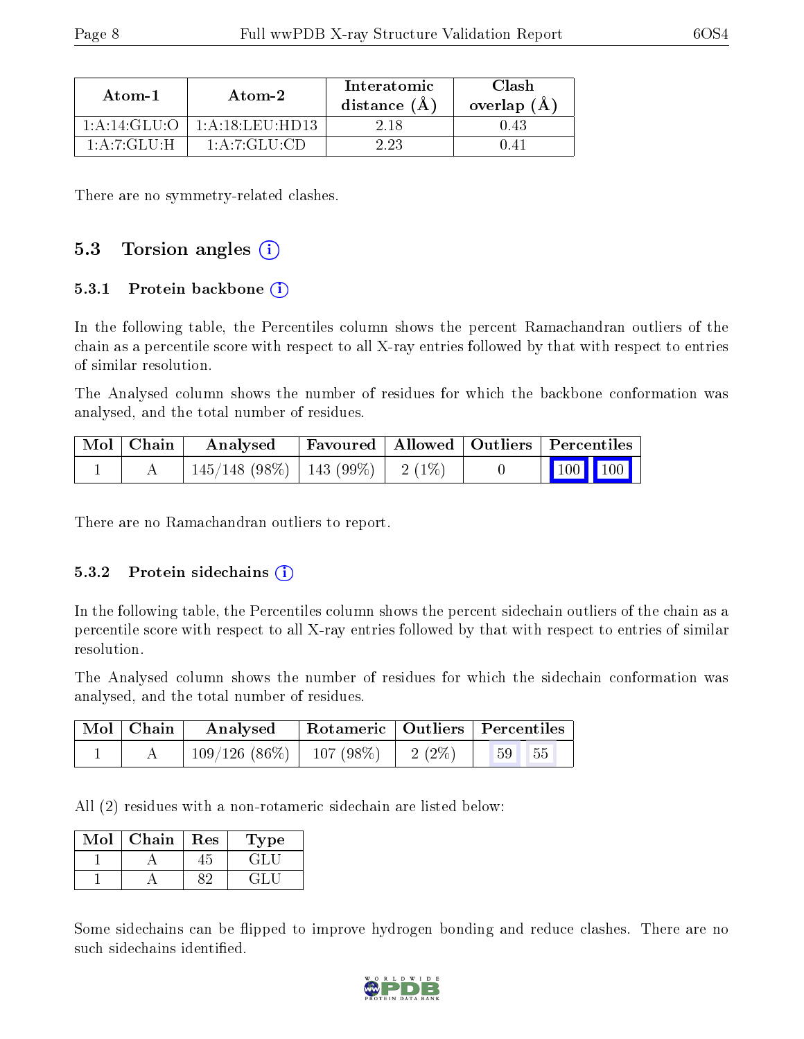| Atom-1 | Atom-2 | Interatomic distance (Å) | Clash overlap (Å) |
|---|---|---|---|
| 1:A:14:GLU:O | 1:A:18:LEU:HD13 | 2.18 | 0.43 |
| 1:A:7:GLU:H | 1:A:7:GLU:CD | 2.23 | 0.41 |

There are no symmetry-related clashes.

## 5.3 Torsion angles

### 5.3.1 Protein backbone

In the following table, the Percentiles column shows the percent Ramachandran outliers of the chain as a percentile score with respect to all X-ray entries followed by that with respect to entries of similar resolution.

The Analysed column shows the number of residues for which the backbone conformation was analysed, and the total number of residues.

| Mol | Chain | Analysed | Favoured | Allowed | Outliers | Percentiles | |
|---|---|---|---|---|---|---|---|
| 1 | A | 145/148 (98%) | 143 (99%) | 2 (1%) | 0 | 100 | 100 |

There are no Ramachandran outliers to report.

### 5.3.2 Protein sidechains

In the following table, the Percentiles column shows the percent sidechain outliers of the chain as a percentile score with respect to all X-ray entries followed by that with respect to entries of similar resolution.

The Analysed column shows the number of residues for which the sidechain conformation was analysed, and the total number of residues.

| Mol | Chain | Analysed | Rotameric | Outliers | Percentiles | |
|---|---|---|---|---|---|---|
| 1 | A | 109/126 (86%) | 107 (98%) | 2 (2%) | 59 | 55 |

All (2) residues with a non-rotameric sidechain are listed below:

| Mol | Chain | Res | Type |
|---|---|---|---|
| 1 | A | 45 | GLU |
| 1 | A | 82 | GLU |

Some sidechains can be flipped to improve hydrogen bonding and reduce clashes. There are no such sidechains identified.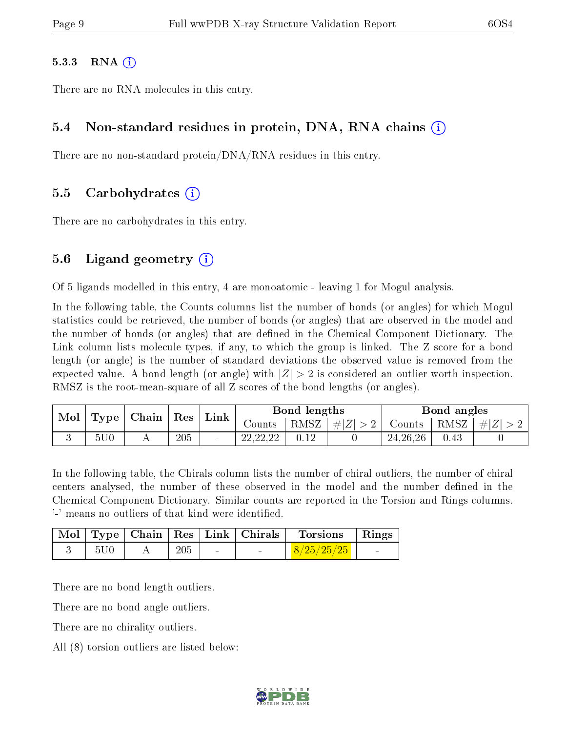### 5.3.3 RNA

There are no RNA molecules in this entry.

## 5.4 Non-standard residues in protein, DNA, RNA chains

There are no non-standard protein/DNA/RNA residues in this entry.

## 5.5 Carbohydrates

There are no carbohydrates in this entry.

## 5.6 Ligand geometry

Of 5 ligands modelled in this entry, 4 are monoatomic - leaving 1 for Mogul analysis.

In the following table, the Counts columns list the number of bonds (or angles) for which Mogul statistics could be retrieved, the number of bonds (or angles) that are observed in the model and the number of bonds (or angles) that are defined in the Chemical Component Dictionary. The Link column lists molecule types, if any, to which the group is linked. The Z score for a bond length (or angle) is the number of standard deviations the observed value is removed from the expected value. A bond length (or angle) with $|Z| > 2$ is considered an outlier worth inspection. RMSZ is the root-mean-square of all Z scores of the bond lengths (or angles).

| Mol | Type | Chain | Res | Link | Bond lengths | | | Bond angles | | |
|---|---|---|---|---|---|---|---|---|---|---|
| | | | | | Counts | RMSZ | $\#\|Z\| > 2$ | Counts | RMSZ | $\#\|Z\| > 2$ |
| 3 | 5U0 | A | 205 | - | 22,22,22 | 0.12 | 0 | 24,26,26 | 0.43 | 0 |

In the following table, the Chirals column lists the number of chiral outliers, the number of chiral centers analysed, the number of these observed in the model and the number defined in the Chemical Component Dictionary. Similar counts are reported in the Torsion and Rings columns. '-' means no outliers of that kind were identified.

| Mol | Type | Chain | Res | Link | Chirals | Torsions | Rings |
|---|---|---|---|---|---|---|---|
| 3 | 5U0 | A | 205 | - | - | 8/25/25/25 | - |

There are no bond length outliers.

There are no bond angle outliers.

There are no chirality outliers.

All (8) torsion outliers are listed below: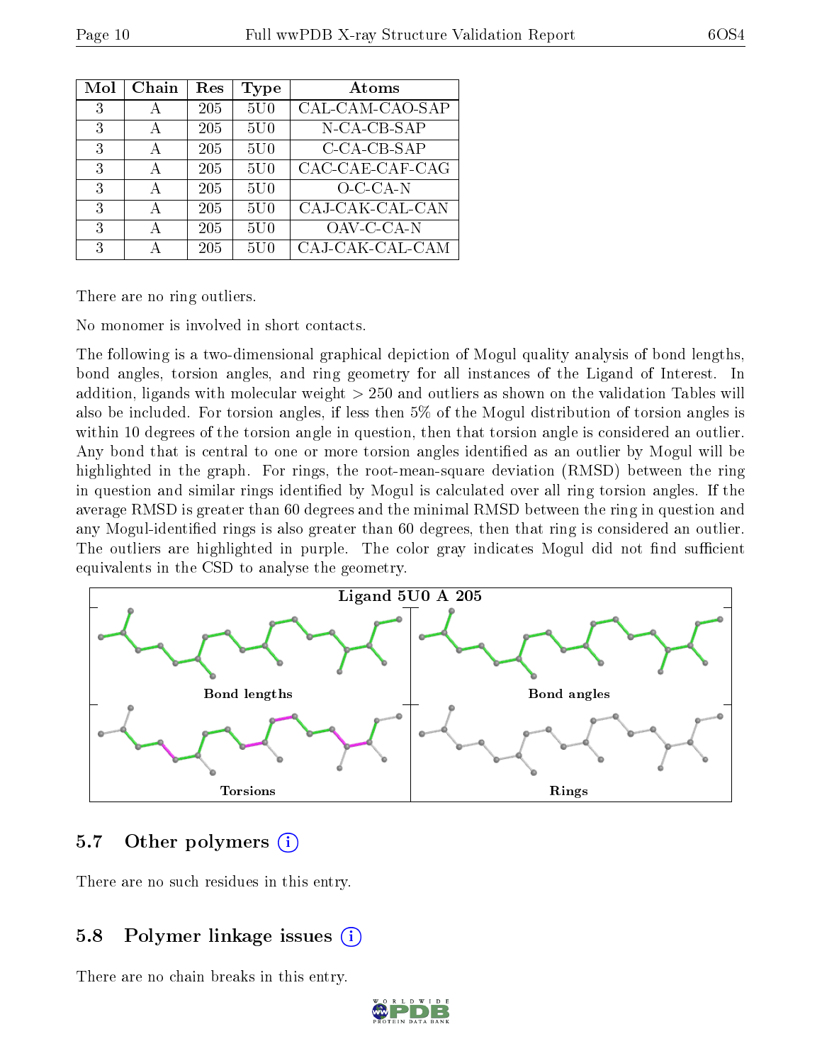| Mol | Chain | Res | Type | Atoms |
| --- | --- | --- | --- | --- |
| 3 | A | 205 | 5U0 | CAL-CAM-CAO-SAP |
| 3 | A | 205 | 5U0 | N-CA-CB-SAP |
| 3 | A | 205 | 5U0 | C-CA-CB-SAP |
| 3 | A | 205 | 5U0 | CAC-CAE-CAF-CAG |
| 3 | A | 205 | 5U0 | O-C-CA-N |
| 3 | A | 205 | 5U0 | CAJ-CAK-CAL-CAN |
| 3 | A | 205 | 5U0 | OAV-C-CA-N |
| 3 | A | 205 | 5U0 | CAJ-CAK-CAL-CAM |

There are no ring outliers.

No monomer is involved in short contacts.

The following is a two-dimensional graphical depiction of Mogul quality analysis of bond lengths, bond angles, torsion angles, and ring geometry for all instances of the Ligand of Interest. In addition, ligands with molecular weight > 250 and outliers as shown on the validation Tables will also be included. For torsion angles, if less then 5% of the Mogul distribution of torsion angles is within 10 degrees of the torsion angle in question, then that torsion angle is considered an outlier. Any bond that is central to one or more torsion angles identified as an outlier by Mogul will be highlighted in the graph. For rings, the root-mean-square deviation (RMSD) between the ring in question and similar rings identified by Mogul is calculated over all ring torsion angles. If the average RMSD is greater than 60 degrees and the minimal RMSD between the ring in question and any Mogul-identified rings is also greater than 60 degrees, then that ring is considered an outlier. The outliers are highlighted in purple. The color gray indicates Mogul did not find sufficient equivalents in the CSD to analyse the geometry.

**Ligand 5U0 A 205**

Bond lengths | Bond angles | Torsions | Rings

## 5.7 Other polymers

There are no such residues in this entry.

## 5.8 Polymer linkage issues

There are no chain breaks in this entry.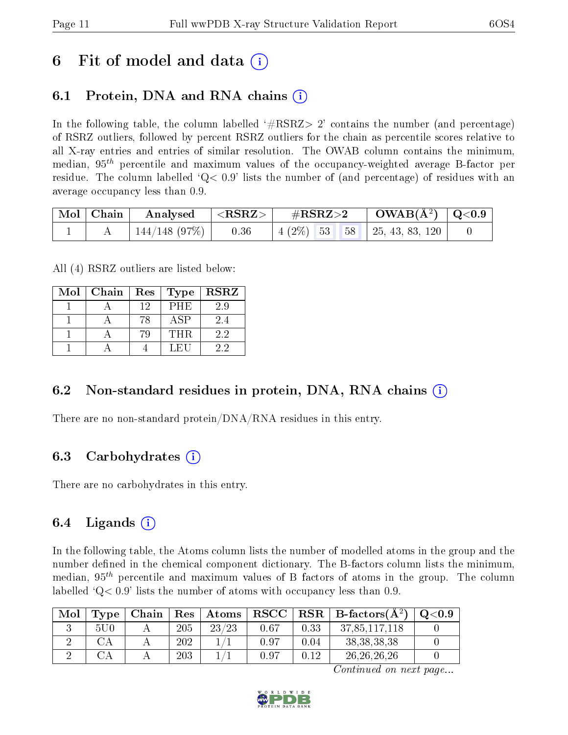# 6 Fit of model and data (i)

## 6.1 Protein, DNA and RNA chains (i)

In the following table, the column labelled '#RSRZ> 2' contains the number (and percentage) of RSRZ outliers, followed by percent RSRZ outliers for the chain as percentile scores relative to all X-ray entries and entries of similar resolution. The OWAB column contains the minimum, median, $95^{th}$ percentile and maximum values of the occupancy-weighted average B-factor per residue. The column labelled 'Q< 0.9' lists the number of (and percentage) of residues with an average occupancy less than 0.9.

| Mol | Chain | Analysed | <RSRZ> | #RSRZ>2 | | | OWAB(Å$^2$) | Q<0.9 |
|---|---|---|---|---|---|---|---|---|
| 1 | A | 144/148 (97%) | 0.36 | 4 (2%) | 53 | 58 | 25, 43, 83, 120 | 0 |

All (4) RSRZ outliers are listed below:

| Mol | Chain | Res | Type | RSRZ |
|---|---|---|---|---|
| 1 | A | 12 | PHE | 2.9 |
| 1 | A | 78 | ASP | 2.4 |
| 1 | A | 79 | THR | 2.2 |
| 1 | A | 4 | LEU | 2.2 |

## 6.2 Non-standard residues in protein, DNA, RNA chains (i)

There are no non-standard protein/DNA/RNA residues in this entry.

## 6.3 Carbohydrates (i)

There are no carbohydrates in this entry.

## 6.4 Ligands (i)

In the following table, the Atoms column lists the number of modelled atoms in the group and the number defined in the chemical component dictionary. The B-factors column lists the minimum, median, $95^{th}$ percentile and maximum values of B factors of atoms in the group. The column labelled 'Q< 0.9' lists the number of atoms with occupancy less than 0.9.

| Mol | Type | Chain | Res | Atoms | RSCC | RSR | B-factors(Å$^2$) | Q<0.9 |
|---|---|---|---|---|---|---|---|---|
| 3 | 5U0 | A | 205 | 23/23 | 0.67 | 0.33 | 37,85,117,118 | 0 |
| 2 | CA | A | 202 | 1/1 | 0.97 | 0.04 | 38,38,38,38 | 0 |
| 2 | CA | A | 203 | 1/1 | 0.97 | 0.12 | 26,26,26,26 | 0 |

*Continued on next page...*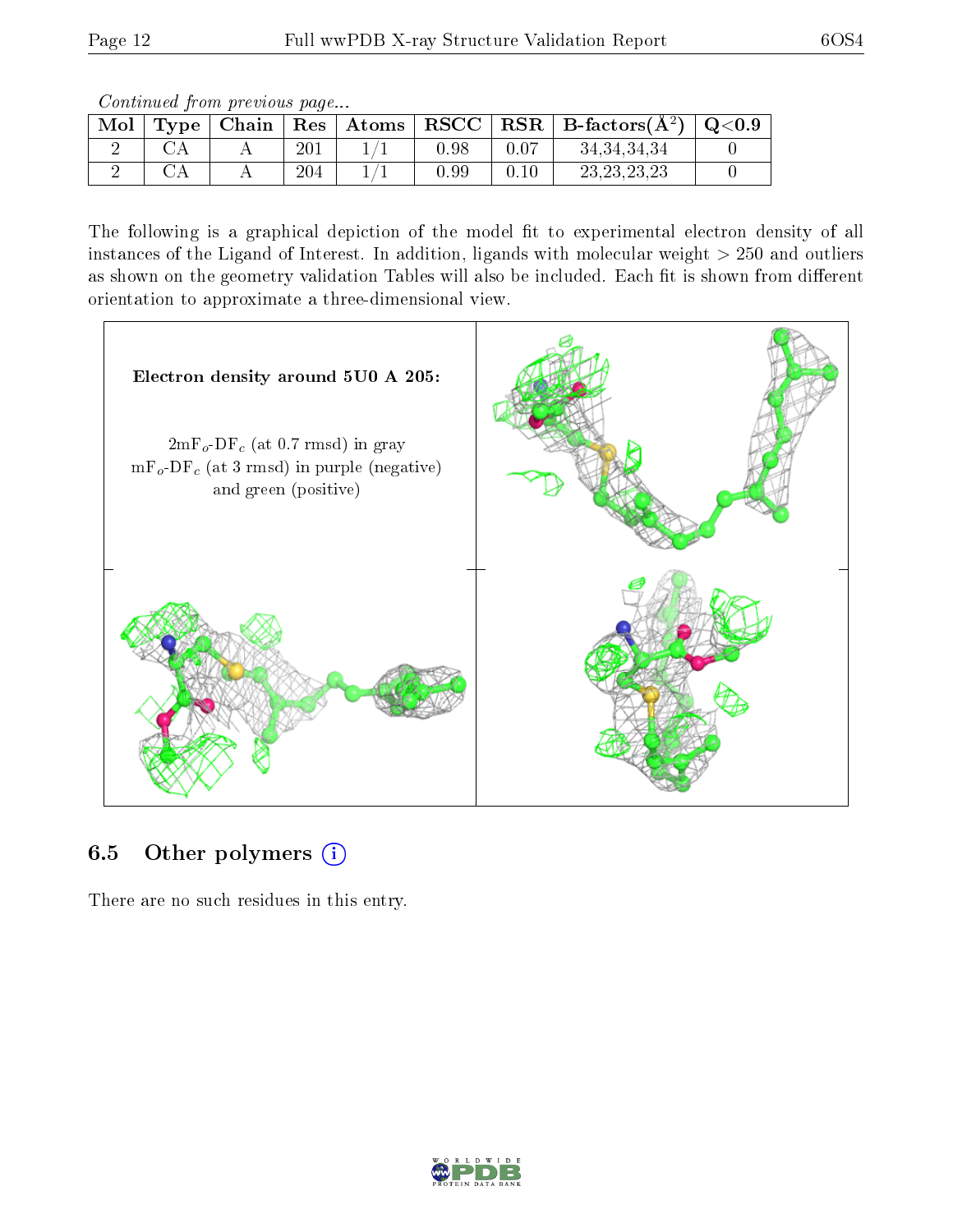*Continued from previous page...*

| Mol | Type | Chain | Res | Atoms | RSCC | RSR | B-factors($Å^2$) | Q<0.9 |
|---|---|---|---|---|---|---|---|---|
| 2 | CA | A | 201 | 1/1 | 0.98 | 0.07 | 34,34,34,34 | 0 |
| 2 | CA | A | 204 | 1/1 | 0.99 | 0.10 | 23,23,23,23 | 0 |

The following is a graphical depiction of the model fit to experimental electron density of all instances of the Ligand of Interest. In addition, ligands with molecular weight > 250 and outliers as shown on the geometry validation Tables will also be included. Each fit is shown from different orientation to approximate a three-dimensional view.

**Electron density around 5U0 A 205:**

$2mF_o$-$DF_c$ (at 0.7 rmsd) in gray
$mF_o$-$DF_c$ (at 3 rmsd) in purple (negative) and green (positive)

## 6.5 Other polymers

There are no such residues in this entry.